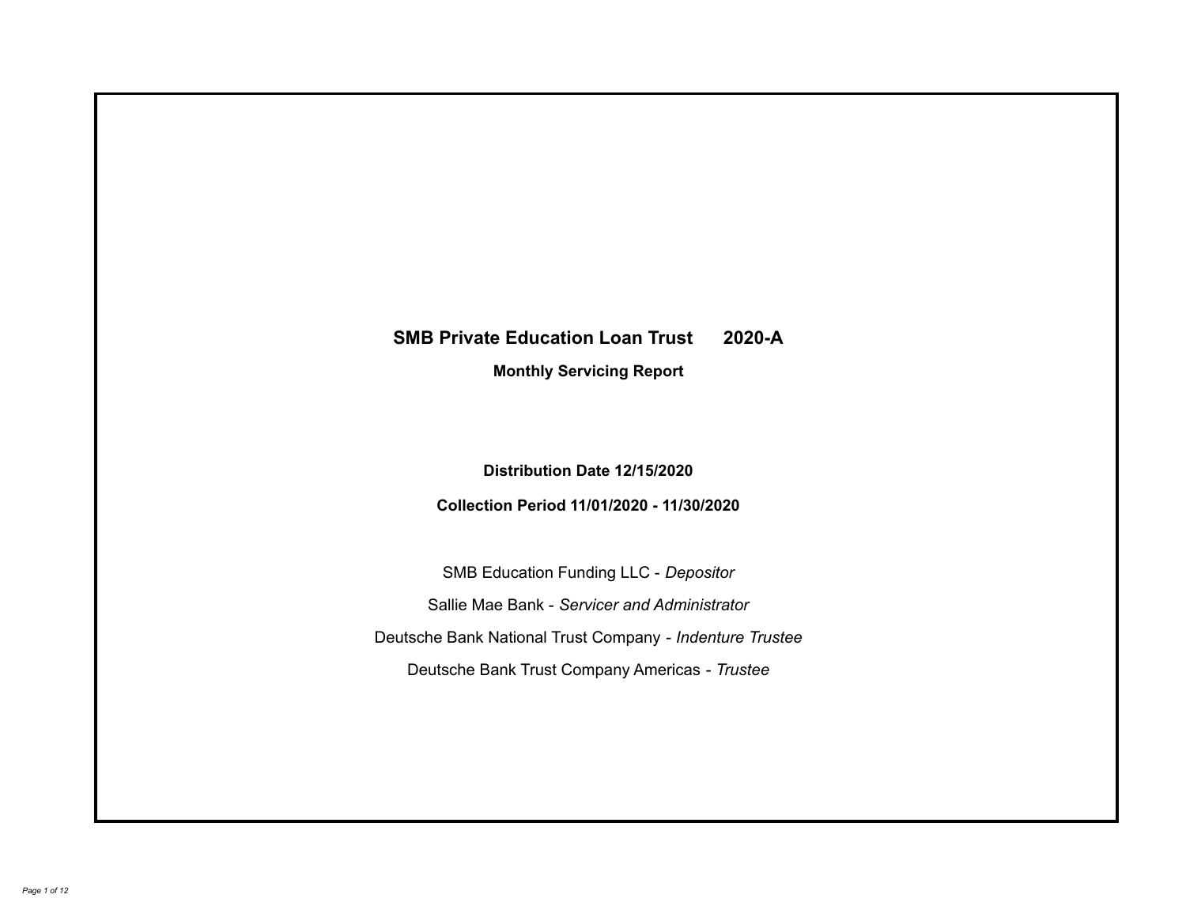# SMB Private Education Loan Trust 2020-A

## Monthly Servicing Report

**Distribution Date 12/15/2020**

**Collection Period 11/01/2020 - 11/30/2020**

SMB Education Funding LLC - *Depositor*

Sallie Mae Bank - *Servicer and Administrator*

Deutsche Bank National Trust Company - *Indenture Trustee*

Deutsche Bank Trust Company Americas - *Trustee*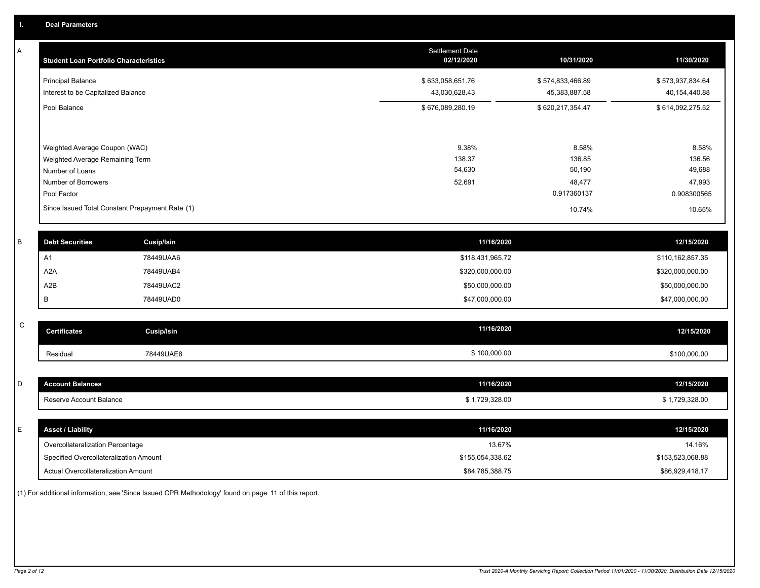## I. Deal Parameters

### A

| Student Loan Portfolio Characteristics | Settlement Date 02/12/2020 | 10/31/2020 | 11/30/2020 |
|---|---|---|---|
| Principal Balance | $ 633,058,651.76 | $ 574,833,466.89 | $ 573,937,834.64 |
| Interest to be Capitalized Balance | 43,030,628.43 | 45,383,887.58 | 40,154,440.88 |
| Pool Balance | $ 676,089,280.19 | $ 620,217,354.47 | $ 614,092,275.52 |
| Weighted Average Coupon (WAC) | 9.38% | 8.58% | 8.58% |
| Weighted Average Remaining Term | 138.37 | 136.85 | 136.56 |
| Number of Loans | 54,630 | 50,190 | 49,688 |
| Number of Borrowers | 52,691 | 48,477 | 47,993 |
| Pool Factor | | 0.917360137 | 0.908300565 |
| Since Issued Total Constant Prepayment Rate (1) | | 10.74% | 10.65% |

### B

| Debt Securities | Cusip/Isin | 11/16/2020 | 12/15/2020 |
|---|---|---|---|
| A1 | 78449UAA6 | $118,431,965.72 | $110,162,857.35 |
| A2A | 78449UAB4 | $320,000,000.00 | $320,000,000.00 |
| A2B | 78449UAC2 | $50,000,000.00 | $50,000,000.00 |
| B | 78449UAD0 | $47,000,000.00 | $47,000,000.00 |

### C

| Certificates | Cusip/Isin | 11/16/2020 | 12/15/2020 |
|---|---|---|---|
| Residual | 78449UAE8 | $ 100,000.00 | $100,000.00 |

### D

| Account Balances | 11/16/2020 | 12/15/2020 |
|---|---|---|
| Reserve Account Balance | $ 1,729,328.00 | $ 1,729,328.00 |

### E

| Asset / Liability | 11/16/2020 | 12/15/2020 |
|---|---|---|
| Overcollateralization Percentage | 13.67% | 14.16% |
| Specified Overcollateralization Amount | $155,054,338.62 | $153,523,068.88 |
| Actual Overcollateralization Amount | $84,785,388.75 | $86,929,418.17 |

(1) For additional information, see 'Since Issued CPR Methodology' found on page 11 of this report.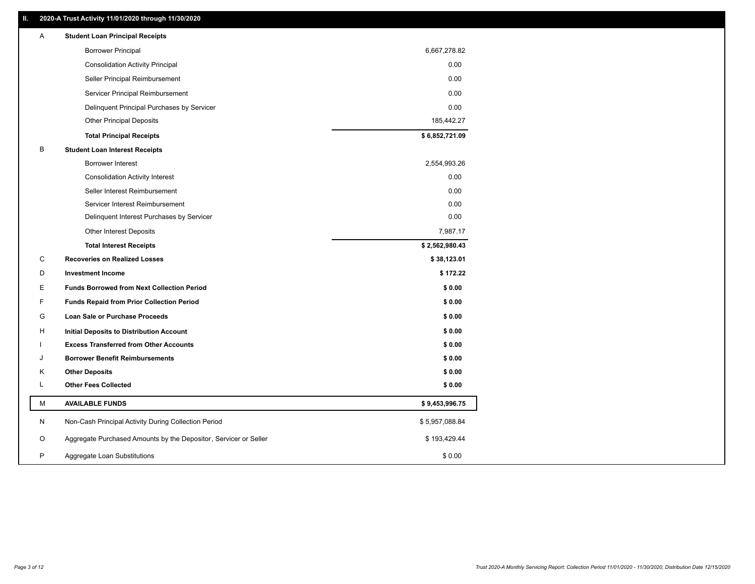## II. 2020-A Trust Activity 11/01/2020 through 11/30/2020

| | | |
|---|---|---|
| A | **Student Loan Principal Receipts** | |
| | Borrower Principal | 6,667,278.82 |
| | Consolidation Activity Principal | 0.00 |
| | Seller Principal Reimbursement | 0.00 |
| | Servicer Principal Reimbursement | 0.00 |
| | Delinquent Principal Purchases by Servicer | 0.00 |
| | Other Principal Deposits | 185,442.27 |
| | **Total Principal Receipts** | **$ 6,852,721.09** |
| B | **Student Loan Interest Receipts** | |
| | Borrower Interest | 2,554,993.26 |
| | Consolidation Activity Interest | 0.00 |
| | Seller Interest Reimbursement | 0.00 |
| | Servicer Interest Reimbursement | 0.00 |
| | Delinquent Interest Purchases by Servicer | 0.00 |
| | Other Interest Deposits | 7,987.17 |
| | **Total Interest Receipts** | **$ 2,562,980.43** |
| C | **Recoveries on Realized Losses** | **$ 38,123.01** |
| D | **Investment Income** | **$ 172.22** |
| E | **Funds Borrowed from Next Collection Period** | **$ 0.00** |
| F | **Funds Repaid from Prior Collection Period** | **$ 0.00** |
| G | **Loan Sale or Purchase Proceeds** | **$ 0.00** |
| H | **Initial Deposits to Distribution Account** | **$ 0.00** |
| I | **Excess Transferred from Other Accounts** | **$ 0.00** |
| J | **Borrower Benefit Reimbursements** | **$ 0.00** |
| K | **Other Deposits** | **$ 0.00** |
| L | **Other Fees Collected** | **$ 0.00** |
| M | **AVAILABLE FUNDS** | **$ 9,453,996.75** |
| N | Non-Cash Principal Activity During Collection Period | $ 5,957,088.84 |
| O | Aggregate Purchased Amounts by the Depositor, Servicer or Seller | $ 193,429.44 |
| P | Aggregate Loan Substitutions | $ 0.00 |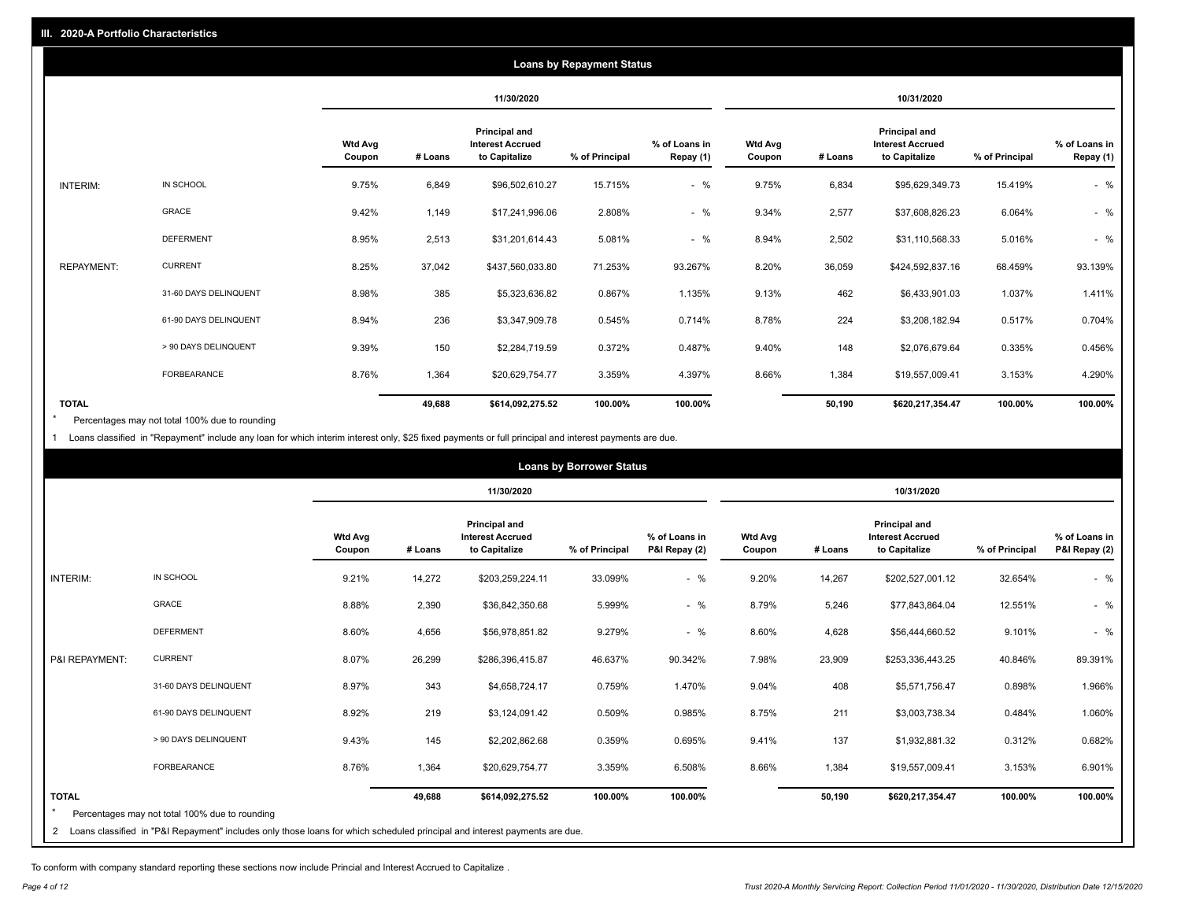## III. 2020-A Portfolio Characteristics

### Loans by Repayment Status

| | | 11/30/2020 | | | | | 10/31/2020 | | | | |
|---|---|---|---|---|---|---|---|---|---|---|---|
| | | Wtd Avg Coupon | # Loans | Principal and Interest Accrued to Capitalize | % of Principal | % of Loans in Repay (1) | Wtd Avg Coupon | # Loans | Principal and Interest Accrued to Capitalize | % of Principal | % of Loans in Repay (1) |
| INTERIM: | IN SCHOOL | 9.75% | 6,849 | $96,502,610.27 | 15.715% | - % | 9.75% | 6,834 | $95,629,349.73 | 15.419% | - % |
| | GRACE | 9.42% | 1,149 | $17,241,996.06 | 2.808% | - % | 9.34% | 2,577 | $37,608,826.23 | 6.064% | - % |
| | DEFERMENT | 8.95% | 2,513 | $31,201,614.43 | 5.081% | - % | 8.94% | 2,502 | $31,110,568.33 | 5.016% | - % |
| REPAYMENT: | CURRENT | 8.25% | 37,042 | $437,560,033.80 | 71.253% | 93.267% | 8.20% | 36,059 | $424,592,837.16 | 68.459% | 93.139% |
| | 31-60 DAYS DELINQUENT | 8.98% | 385 | $5,323,636.82 | 0.867% | 1.135% | 9.13% | 462 | $6,433,901.03 | 1.037% | 1.411% |
| | 61-90 DAYS DELINQUENT | 8.94% | 236 | $3,347,909.78 | 0.545% | 0.714% | 8.78% | 224 | $3,208,182.94 | 0.517% | 0.704% |
| | > 90 DAYS DELINQUENT | 9.39% | 150 | $2,284,719.59 | 0.372% | 0.487% | 9.40% | 148 | $2,076,679.64 | 0.335% | 0.456% |
| | FORBEARANCE | 8.76% | 1,364 | $20,629,754.77 | 3.359% | 4.397% | 8.66% | 1,384 | $19,557,009.41 | 3.153% | 4.290% |
| **TOTAL** | | | **49,688** | **$614,092,275.52** | **100.00%** | **100.00%** | | **50,190** | **$620,217,354.47** | **100.00%** | **100.00%** |

\* Percentages may not total 100% due to rounding

1 Loans classified in "Repayment" include any loan for which interim interest only, $25 fixed payments or full principal and interest payments are due.

### Loans by Borrower Status

| | | 11/30/2020 | | | | | 10/31/2020 | | | | |
|---|---|---|---|---|---|---|---|---|---|---|---|
| | | Wtd Avg Coupon | # Loans | Principal and Interest Accrued to Capitalize | % of Principal | % of Loans in P&I Repay (2) | Wtd Avg Coupon | # Loans | Principal and Interest Accrued to Capitalize | % of Principal | % of Loans in P&I Repay (2) |
| INTERIM: | IN SCHOOL | 9.21% | 14,272 | $203,259,224.11 | 33.099% | - % | 9.20% | 14,267 | $202,527,001.12 | 32.654% | - % |
| | GRACE | 8.88% | 2,390 | $36,842,350.68 | 5.999% | - % | 8.79% | 5,246 | $77,843,864.04 | 12.551% | - % |
| | DEFERMENT | 8.60% | 4,656 | $56,978,851.82 | 9.279% | - % | 8.60% | 4,628 | $56,444,660.52 | 9.101% | - % |
| P&I REPAYMENT: | CURRENT | 8.07% | 26,299 | $286,396,415.87 | 46.637% | 90.342% | 7.98% | 23,909 | $253,336,443.25 | 40.846% | 89.391% |
| | 31-60 DAYS DELINQUENT | 8.97% | 343 | $4,658,724.17 | 0.759% | 1.470% | 9.04% | 408 | $5,571,756.47 | 0.898% | 1.966% |
| | 61-90 DAYS DELINQUENT | 8.92% | 219 | $3,124,091.42 | 0.509% | 0.985% | 8.75% | 211 | $3,003,738.34 | 0.484% | 1.060% |
| | > 90 DAYS DELINQUENT | 9.43% | 145 | $2,202,862.68 | 0.359% | 0.695% | 9.41% | 137 | $1,932,881.32 | 0.312% | 0.682% |
| | FORBEARANCE | 8.76% | 1,364 | $20,629,754.77 | 3.359% | 6.508% | 8.66% | 1,384 | $19,557,009.41 | 3.153% | 6.901% |
| **TOTAL** | | | **49,688** | **$614,092,275.52** | **100.00%** | **100.00%** | | **50,190** | **$620,217,354.47** | **100.00%** | **100.00%** |

\* Percentages may not total 100% due to rounding

2 Loans classified in "P&I Repayment" includes only those loans for which scheduled principal and interest payments are due.

To conform with company standard reporting these sections now include Princial and Interest Accrued to Capitalize .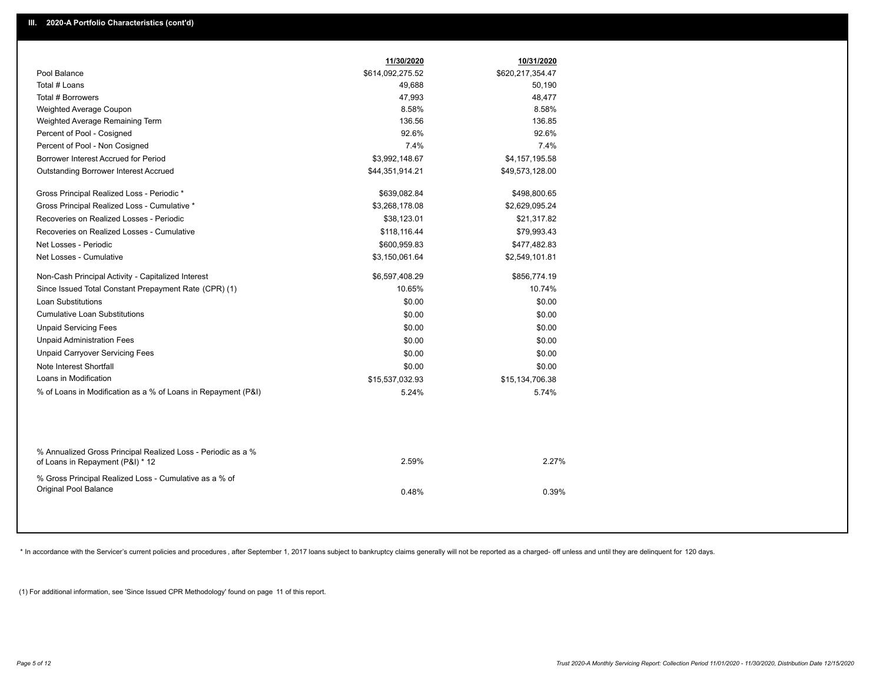## III. 2020-A Portfolio Characteristics (cont'd)

| | 11/30/2020 | 10/31/2020 |
|---|---|---|
| Pool Balance | $614,092,275.52 | $620,217,354.47 |
| Total # Loans | 49,688 | 50,190 |
| Total # Borrowers | 47,993 | 48,477 |
| Weighted Average Coupon | 8.58% | 8.58% |
| Weighted Average Remaining Term | 136.56 | 136.85 |
| Percent of Pool - Cosigned | 92.6% | 92.6% |
| Percent of Pool - Non Cosigned | 7.4% | 7.4% |
| Borrower Interest Accrued for Period | $3,992,148.67 | $4,157,195.58 |
| Outstanding Borrower Interest Accrued | $44,351,914.21 | $49,573,128.00 |
| Gross Principal Realized Loss - Periodic * | $639,082.84 | $498,800.65 |
| Gross Principal Realized Loss - Cumulative * | $3,268,178.08 | $2,629,095.24 |
| Recoveries on Realized Losses - Periodic | $38,123.01 | $21,317.82 |
| Recoveries on Realized Losses - Cumulative | $118,116.44 | $79,993.43 |
| Net Losses - Periodic | $600,959.83 | $477,482.83 |
| Net Losses - Cumulative | $3,150,061.64 | $2,549,101.81 |
| Non-Cash Principal Activity - Capitalized Interest | $6,597,408.29 | $856,774.19 |
| Since Issued Total Constant Prepayment Rate (CPR) (1) | 10.65% | 10.74% |
| Loan Substitutions | $0.00 | $0.00 |
| Cumulative Loan Substitutions | $0.00 | $0.00 |
| Unpaid Servicing Fees | $0.00 | $0.00 |
| Unpaid Administration Fees | $0.00 | $0.00 |
| Unpaid Carryover Servicing Fees | $0.00 | $0.00 |
| Note Interest Shortfall | $0.00 | $0.00 |
| Loans in Modification | $15,537,032.93 | $15,134,706.38 |
| % of Loans in Modification as a % of Loans in Repayment (P&I) | 5.24% | 5.74% |
| % Annualized Gross Principal Realized Loss - Periodic as a % of Loans in Repayment (P&I) * 12 | 2.59% | 2.27% |
| % Gross Principal Realized Loss - Cumulative as a % of Original Pool Balance | 0.48% | 0.39% |

* In accordance with the Servicer's current policies and procedures , after September 1, 2017 loans subject to bankruptcy claims generally will not be reported as a charged- off unless and until they are delinquent for 120 days.

(1) For additional information, see 'Since Issued CPR Methodology' found on page 11 of this report.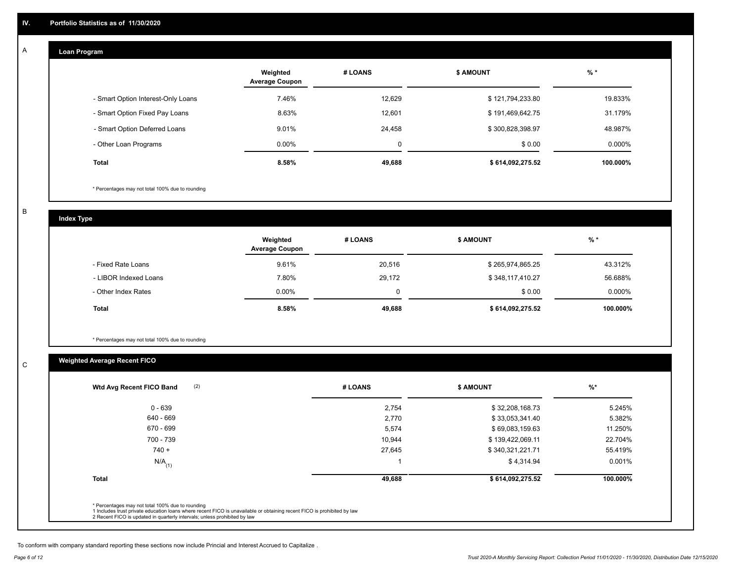## IV. Portfolio Statistics as of 11/30/2020

### A — Loan Program

| | Weighted Average Coupon | # LOANS | $ AMOUNT | % * |
|---|---|---|---|---|
| - Smart Option Interest-Only Loans | 7.46% | 12,629 | $ 121,794,233.80 | 19.833% |
| - Smart Option Fixed Pay Loans | 8.63% | 12,601 | $ 191,469,642.75 | 31.179% |
| - Smart Option Deferred Loans | 9.01% | 24,458 | $ 300,828,398.97 | 48.987% |
| - Other Loan Programs | 0.00% | 0 | $ 0.00 | 0.000% |
| **Total** | **8.58%** | **49,688** | **$ 614,092,275.52** | **100.000%** |

* Percentages may not total 100% due to rounding

### B — Index Type

| | Weighted Average Coupon | # LOANS | $ AMOUNT | % * |
|---|---|---|---|---|
| - Fixed Rate Loans | 9.61% | 20,516 | $ 265,974,865.25 | 43.312% |
| - LIBOR Indexed Loans | 7.80% | 29,172 | $ 348,117,410.27 | 56.688% |
| - Other Index Rates | 0.00% | 0 | $ 0.00 | 0.000% |
| **Total** | **8.58%** | **49,688** | **$ 614,092,275.52** | **100.000%** |

* Percentages may not total 100% due to rounding

### C — Weighted Average Recent FICO

| Wtd Avg Recent FICO Band (2) | # LOANS | $ AMOUNT | %* |
|---|---|---|---|
| 0 - 639 | 2,754 | $ 32,208,168.73 | 5.245% |
| 640 - 669 | 2,770 | $ 33,053,341.40 | 5.382% |
| 670 - 699 | 5,574 | $ 69,083,159.63 | 11.250% |
| 700 - 739 | 10,944 | $ 139,422,069.11 | 22.704% |
| 740 + | 27,645 | $ 340,321,221.71 | 55.419% |
| N/A (1) | 1 | $ 4,314.94 | 0.001% |
| **Total** | **49,688** | **$ 614,092,275.52** | **100.000%** |

* Percentages may not total 100% due to rounding
1 Includes trust private education loans where recent FICO is unavailable or obtaining recent FICO is prohibited by law
2 Recent FICO is updated in quarterly intervals; unless prohibited by law

To conform with company standard reporting these sections now include Princial and Interest Accrued to Capitalize .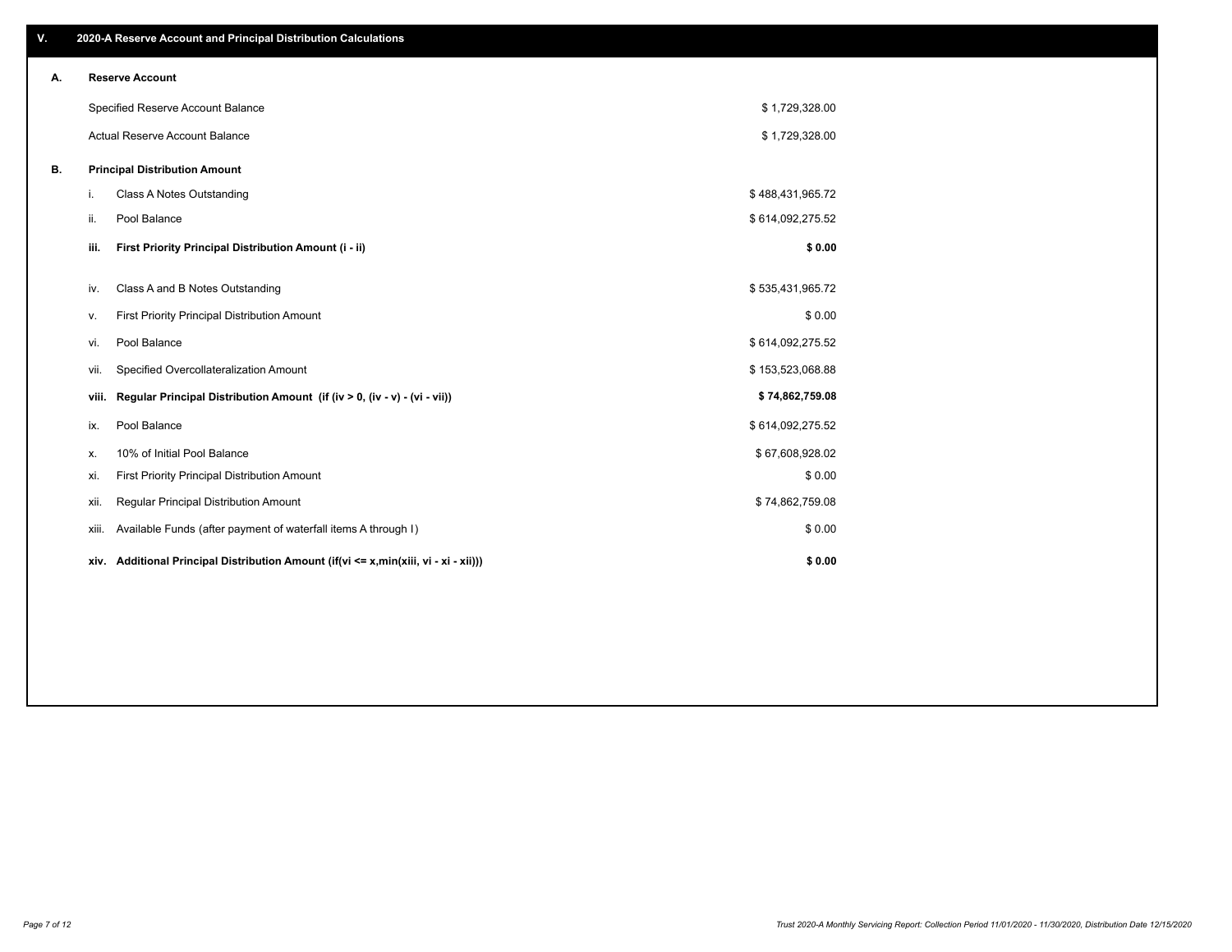## V. 2020-A Reserve Account and Principal Distribution Calculations

### A. Reserve Account

| | |
|---|---|
| Specified Reserve Account Balance | $ 1,729,328.00 |
| Actual Reserve Account Balance | $ 1,729,328.00 |

### B. Principal Distribution Amount

| | | |
|---|---|---|
| i. | Class A Notes Outstanding | $ 488,431,965.72 |
| ii. | Pool Balance | $ 614,092,275.52 |
| **iii.** | **First Priority Principal Distribution Amount (i - ii)** | **$ 0.00** |
| iv. | Class A and B Notes Outstanding | $ 535,431,965.72 |
| v. | First Priority Principal Distribution Amount | $ 0.00 |
| vi. | Pool Balance | $ 614,092,275.52 |
| vii. | Specified Overcollateralization Amount | $ 153,523,068.88 |
| **viii.** | **Regular Principal Distribution Amount (if (iv > 0, (iv - v) - (vi - vii))** | **$ 74,862,759.08** |
| ix. | Pool Balance | $ 614,092,275.52 |
| x. | 10% of Initial Pool Balance | $ 67,608,928.02 |
| xi. | First Priority Principal Distribution Amount | $ 0.00 |
| xii. | Regular Principal Distribution Amount | $ 74,862,759.08 |
| xiii. | Available Funds (after payment of waterfall items A through I) | $ 0.00 |
| **xiv.** | **Additional Principal Distribution Amount (if(vi <= x,min(xiii, vi - xi - xii)))** | **$ 0.00** |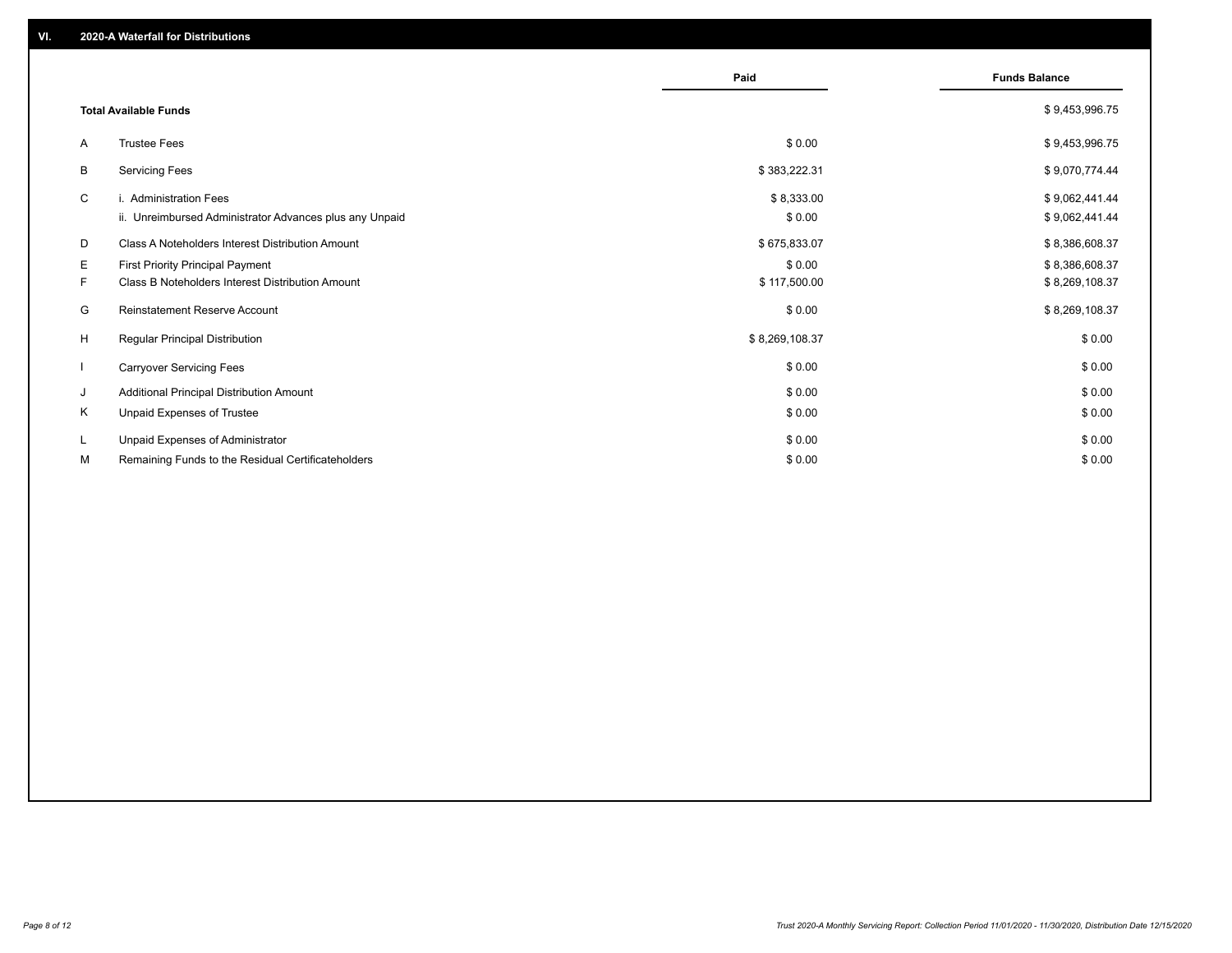## VI. 2020-A Waterfall for Distributions

| | | Paid | Funds Balance |
|---|---|---|---|
| | **Total Available Funds** | | $ 9,453,996.75 |
| A | Trustee Fees | $ 0.00 | $ 9,453,996.75 |
| B | Servicing Fees | $ 383,222.31 | $ 9,070,774.44 |
| C | i. Administration Fees | $ 8,333.00 | $ 9,062,441.44 |
| | ii. Unreimbursed Administrator Advances plus any Unpaid | $ 0.00 | $ 9,062,441.44 |
| D | Class A Noteholders Interest Distribution Amount | $ 675,833.07 | $ 8,386,608.37 |
| E | First Priority Principal Payment | $ 0.00 | $ 8,386,608.37 |
| F | Class B Noteholders Interest Distribution Amount | $ 117,500.00 | $ 8,269,108.37 |
| G | Reinstatement Reserve Account | $ 0.00 | $ 8,269,108.37 |
| H | Regular Principal Distribution | $ 8,269,108.37 | $ 0.00 |
| I | Carryover Servicing Fees | $ 0.00 | $ 0.00 |
| J | Additional Principal Distribution Amount | $ 0.00 | $ 0.00 |
| K | Unpaid Expenses of Trustee | $ 0.00 | $ 0.00 |
| L | Unpaid Expenses of Administrator | $ 0.00 | $ 0.00 |
| M | Remaining Funds to the Residual Certificateholders | $ 0.00 | $ 0.00 |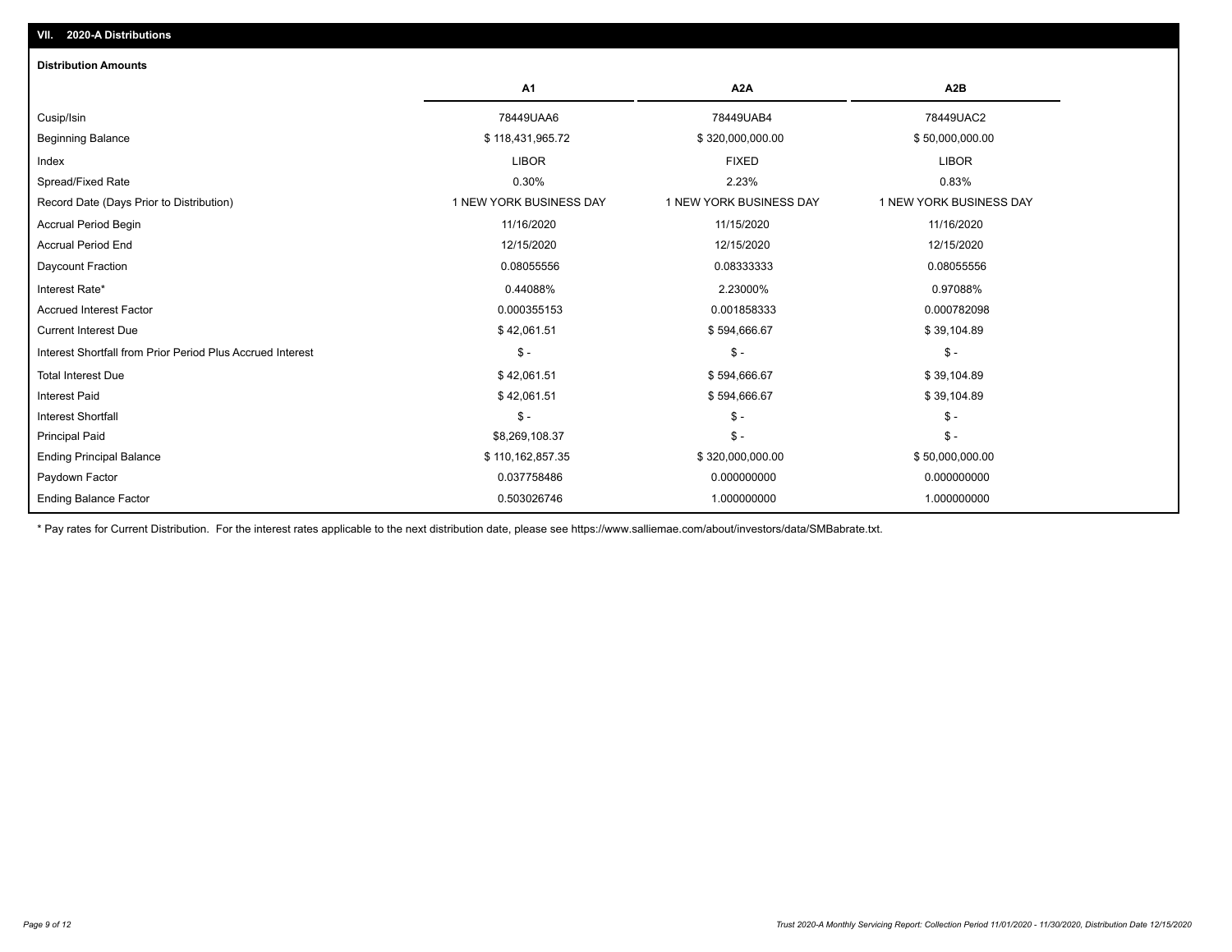## VII. 2020-A Distributions

### Distribution Amounts

| | A1 | A2A | A2B |
|---|---|---|---|
| Cusip/Isin | 78449UAA6 | 78449UAB4 | 78449UAC2 |
| Beginning Balance | $ 118,431,965.72 | $ 320,000,000.00 | $ 50,000,000.00 |
| Index | LIBOR | FIXED | LIBOR |
| Spread/Fixed Rate | 0.30% | 2.23% | 0.83% |
| Record Date (Days Prior to Distribution) | 1 NEW YORK BUSINESS DAY | 1 NEW YORK BUSINESS DAY | 1 NEW YORK BUSINESS DAY |
| Accrual Period Begin | 11/16/2020 | 11/15/2020 | 11/16/2020 |
| Accrual Period End | 12/15/2020 | 12/15/2020 | 12/15/2020 |
| Daycount Fraction | 0.08055556 | 0.08333333 | 0.08055556 |
| Interest Rate* | 0.44088% | 2.23000% | 0.97088% |
| Accrued Interest Factor | 0.000355153 | 0.001858333 | 0.000782098 |
| Current Interest Due | $ 42,061.51 | $ 594,666.67 | $ 39,104.89 |
| Interest Shortfall from Prior Period Plus Accrued Interest | $ - | $ - | $ - |
| Total Interest Due | $ 42,061.51 | $ 594,666.67 | $ 39,104.89 |
| Interest Paid | $ 42,061.51 | $ 594,666.67 | $ 39,104.89 |
| Interest Shortfall | $ - | $ - | $ - |
| Principal Paid | $8,269,108.37 | $ - | $ - |
| Ending Principal Balance | $ 110,162,857.35 | $ 320,000,000.00 | $ 50,000,000.00 |
| Paydown Factor | 0.037758486 | 0.000000000 | 0.000000000 |
| Ending Balance Factor | 0.503026746 | 1.000000000 | 1.000000000 |

* Pay rates for Current Distribution. For the interest rates applicable to the next distribution date, please see https://www.salliemae.com/about/investors/data/SMBabrate.txt.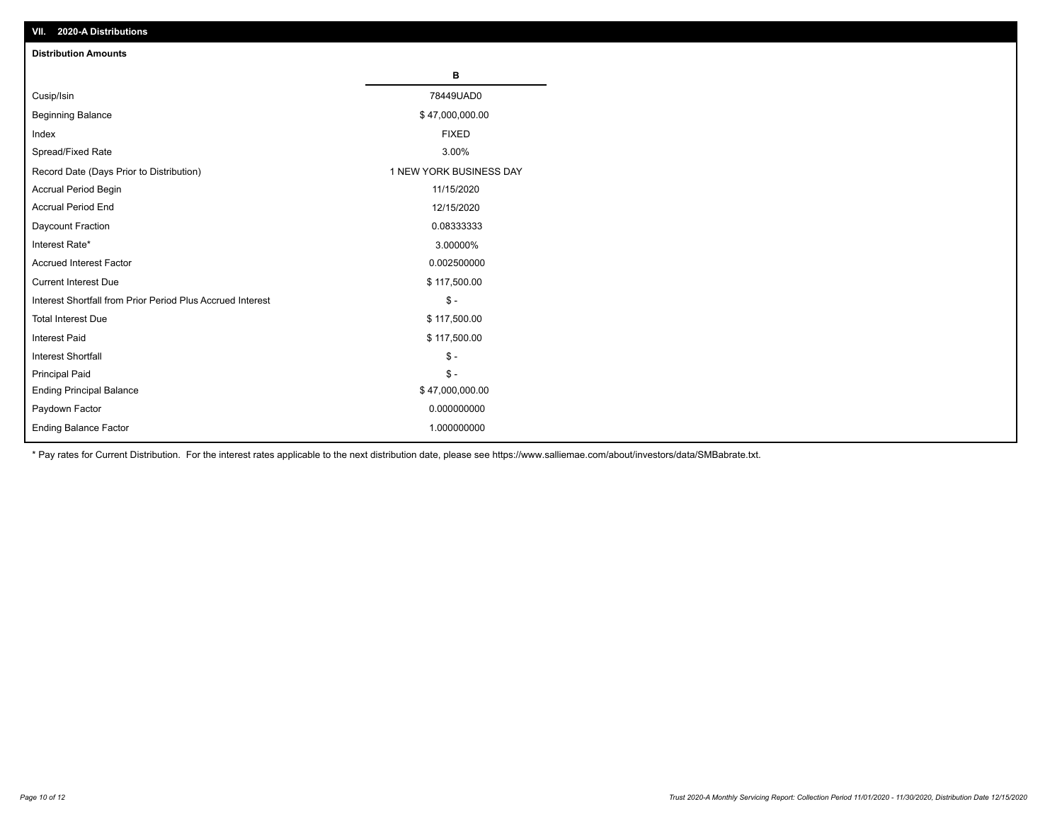## VII. 2020-A Distributions

### Distribution Amounts

| | B |
|---|---|
| Cusip/Isin | 78449UAD0 |
| Beginning Balance | $ 47,000,000.00 |
| Index | FIXED |
| Spread/Fixed Rate | 3.00% |
| Record Date (Days Prior to Distribution) | 1 NEW YORK BUSINESS DAY |
| Accrual Period Begin | 11/15/2020 |
| Accrual Period End | 12/15/2020 |
| Daycount Fraction | 0.08333333 |
| Interest Rate* | 3.00000% |
| Accrued Interest Factor | 0.002500000 |
| Current Interest Due | $ 117,500.00 |
| Interest Shortfall from Prior Period Plus Accrued Interest | $ - |
| Total Interest Due | $ 117,500.00 |
| Interest Paid | $ 117,500.00 |
| Interest Shortfall | $ - |
| Principal Paid | $ - |
| Ending Principal Balance | $ 47,000,000.00 |
| Paydown Factor | 0.000000000 |
| Ending Balance Factor | 1.000000000 |

* Pay rates for Current Distribution. For the interest rates applicable to the next distribution date, please see https://www.salliemae.com/about/investors/data/SMBabrate.txt.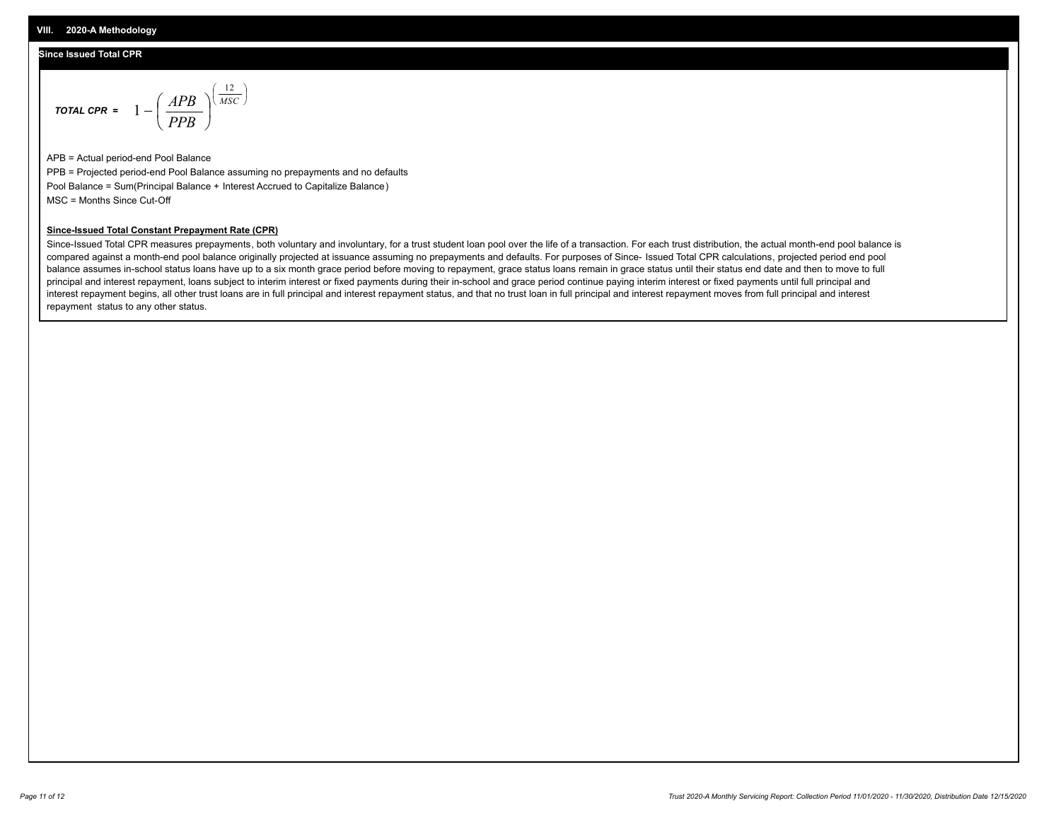## VIII. 2020-A Methodology

### Since Issued Total CPR

$$\textit{TOTAL CPR} = 1 - \left( \frac{APB}{PPB} \right)^{\left( \frac{12}{MSC} \right)}$$

APB = Actual period-end Pool Balance

PPB = Projected period-end Pool Balance assuming no prepayments and no defaults

Pool Balance = Sum(Principal Balance + Interest Accrued to Capitalize Balance)

MSC = Months Since Cut-Off

**Since-Issued Total Constant Prepayment Rate (CPR)**

Since-Issued Total CPR measures prepayments, both voluntary and involuntary, for a trust student loan pool over the life of a transaction. For each trust distribution, the actual month-end pool balance is compared against a month-end pool balance originally projected at issuance assuming no prepayments and defaults. For purposes of Since- Issued Total CPR calculations, projected period end pool balance assumes in-school status loans have up to a six month grace period before moving to repayment, grace status loans remain in grace status until their status end date and then to move to full principal and interest repayment, loans subject to interim interest or fixed payments during their in-school and grace period continue paying interim interest or fixed payments until full principal and interest repayment begins, all other trust loans are in full principal and interest repayment status, and that no trust loan in full principal and interest repayment moves from full principal and interest repayment status to any other status.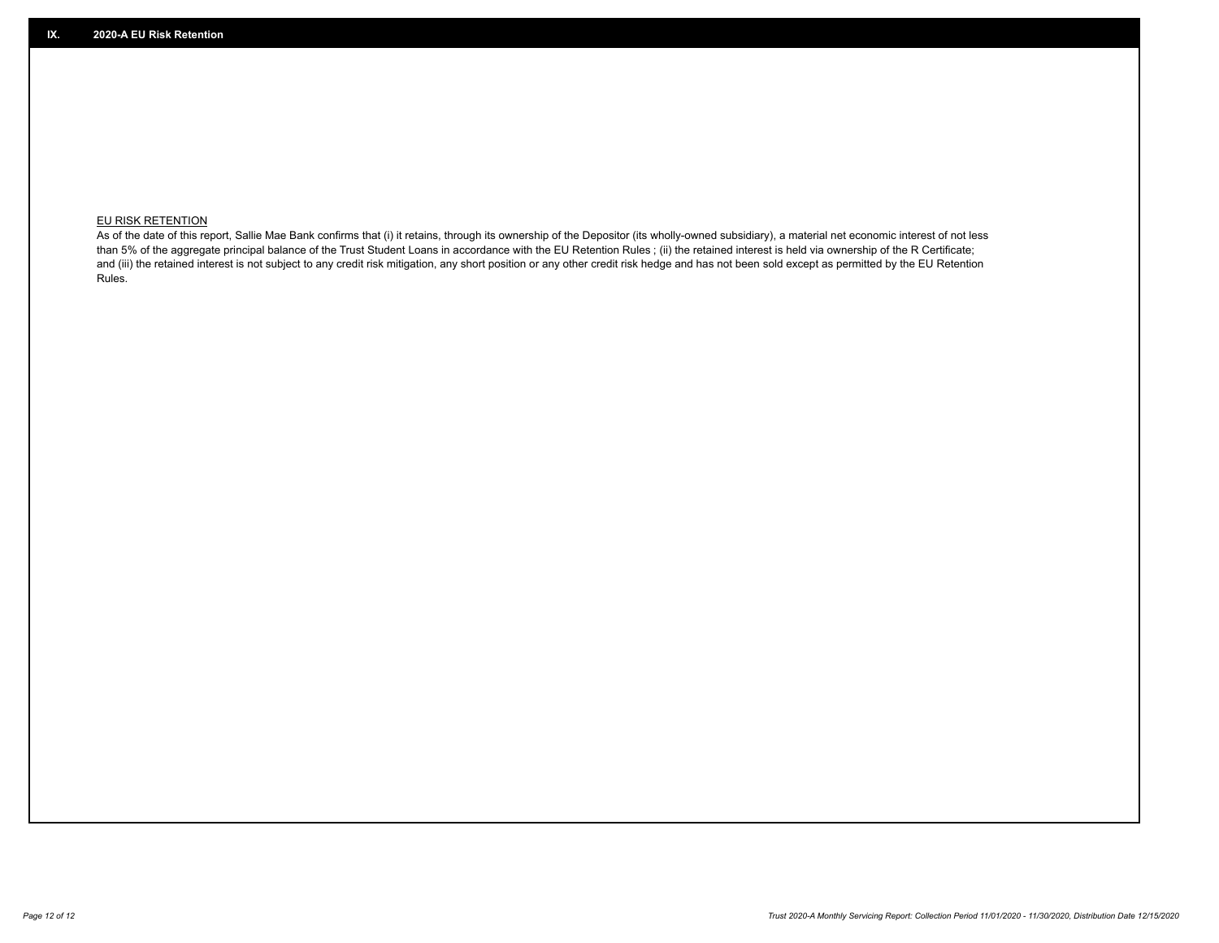# IX. 2020-A EU Risk Retention

EU RISK RETENTION

As of the date of this report, Sallie Mae Bank confirms that (i) it retains, through its ownership of the Depositor (its wholly-owned subsidiary), a material net economic interest of not less than 5% of the aggregate principal balance of the Trust Student Loans in accordance with the EU Retention Rules ; (ii) the retained interest is held via ownership of the R Certificate; and (iii) the retained interest is not subject to any credit risk mitigation, any short position or any other credit risk hedge and has not been sold except as permitted by the EU Retention Rules.